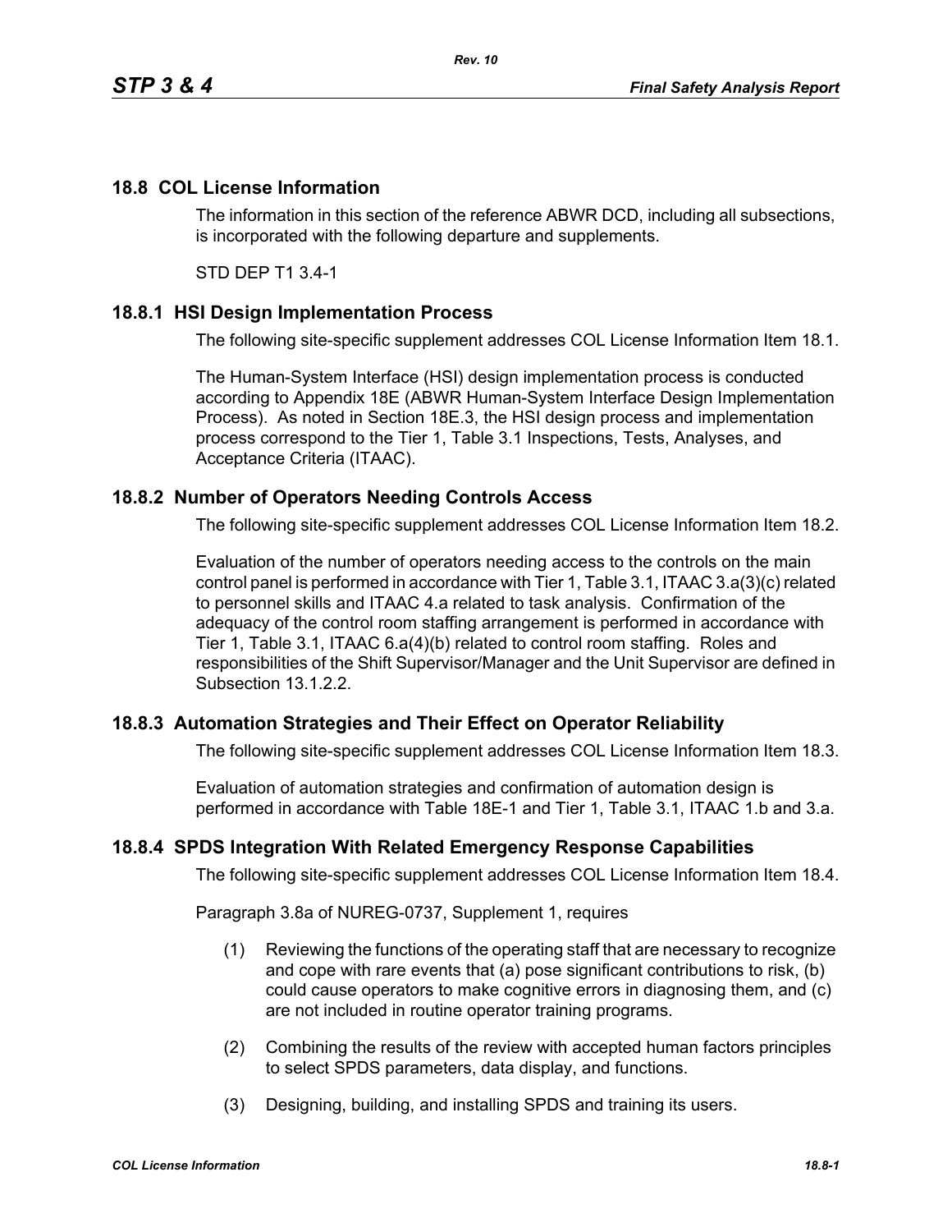## 18.8 COL License Information

The information in this section of the reference ABWR DCD, including all subsections, is incorporated with the following departure and supplements.

STD DEP T1 3.4-1

### 18.8.1 HSI Design Implementation Process

The following site-specific supplement addresses COL License Information Item 18.1.

The Human-System Interface (HSI) design implementation process is conducted according to Appendix 18E (ABWR Human-System Interface Design Implementation Process). As noted in Section 18E.3, the HSI design process and implementation process correspond to the Tier 1, Table 3.1 Inspections, Tests, Analyses, and Acceptance Criteria (ITAAC).

### 18.8.2 Number of Operators Needing Controls Access

The following site-specific supplement addresses COL License Information Item 18.2.

Evaluation of the number of operators needing access to the controls on the main control panel is performed in accordance with Tier 1, Table 3.1, ITAAC 3.a(3)(c) related to personnel skills and ITAAC 4.a related to task analysis. Confirmation of the adequacy of the control room staffing arrangement is performed in accordance with Tier 1, Table 3.1, ITAAC 6.a(4)(b) related to control room staffing. Roles and responsibilities of the Shift Supervisor/Manager and the Unit Supervisor are defined in Subsection 13.1.2.2.

### 18.8.3 Automation Strategies and Their Effect on Operator Reliability

The following site-specific supplement addresses COL License Information Item 18.3.

Evaluation of automation strategies and confirmation of automation design is performed in accordance with Table 18E-1 and Tier 1, Table 3.1, ITAAC 1.b and 3.a.

### 18.8.4 SPDS Integration With Related Emergency Response Capabilities

The following site-specific supplement addresses COL License Information Item 18.4.

Paragraph 3.8a of NUREG-0737, Supplement 1, requires

(1) Reviewing the functions of the operating staff that are necessary to recognize and cope with rare events that (a) pose significant contributions to risk, (b) could cause operators to make cognitive errors in diagnosing them, and (c) are not included in routine operator training programs.

(2) Combining the results of the review with accepted human factors principles to select SPDS parameters, data display, and functions.

(3) Designing, building, and installing SPDS and training its users.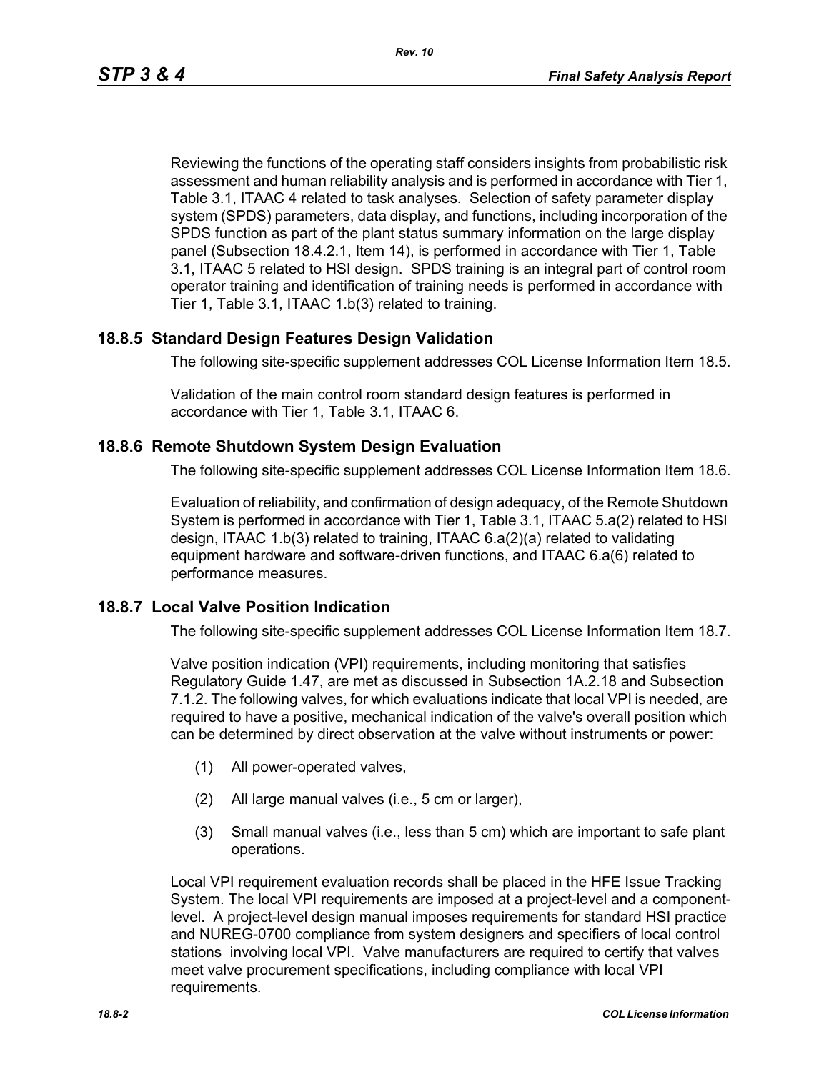Reviewing the functions of the operating staff considers insights from probabilistic risk assessment and human reliability analysis and is performed in accordance with Tier 1, Table 3.1, ITAAC 4 related to task analyses. Selection of safety parameter display system (SPDS) parameters, data display, and functions, including incorporation of the SPDS function as part of the plant status summary information on the large display panel (Subsection 18.4.2.1, Item 14), is performed in accordance with Tier 1, Table 3.1, ITAAC 5 related to HSI design. SPDS training is an integral part of control room operator training and identification of training needs is performed in accordance with Tier 1, Table 3.1, ITAAC 1.b(3) related to training.

## 18.8.5 Standard Design Features Design Validation

The following site-specific supplement addresses COL License Information Item 18.5.

Validation of the main control room standard design features is performed in accordance with Tier 1, Table 3.1, ITAAC 6.

## 18.8.6 Remote Shutdown System Design Evaluation

The following site-specific supplement addresses COL License Information Item 18.6.

Evaluation of reliability, and confirmation of design adequacy, of the Remote Shutdown System is performed in accordance with Tier 1, Table 3.1, ITAAC 5.a(2) related to HSI design, ITAAC 1.b(3) related to training, ITAAC 6.a(2)(a) related to validating equipment hardware and software-driven functions, and ITAAC 6.a(6) related to performance measures.

## 18.8.7 Local Valve Position Indication

The following site-specific supplement addresses COL License Information Item 18.7.

Valve position indication (VPI) requirements, including monitoring that satisfies Regulatory Guide 1.47, are met as discussed in Subsection 1A.2.18 and Subsection 7.1.2. The following valves, for which evaluations indicate that local VPI is needed, are required to have a positive, mechanical indication of the valve's overall position which can be determined by direct observation at the valve without instruments or power:

(1) All power-operated valves,

(2) All large manual valves (i.e., 5 cm or larger),

(3) Small manual valves (i.e., less than 5 cm) which are important to safe plant operations.

Local VPI requirement evaluation records shall be placed in the HFE Issue Tracking System. The local VPI requirements are imposed at a project-level and a component-level. A project-level design manual imposes requirements for standard HSI practice and NUREG-0700 compliance from system designers and specifiers of local control stations involving local VPI. Valve manufacturers are required to certify that valves meet valve procurement specifications, including compliance with local VPI requirements.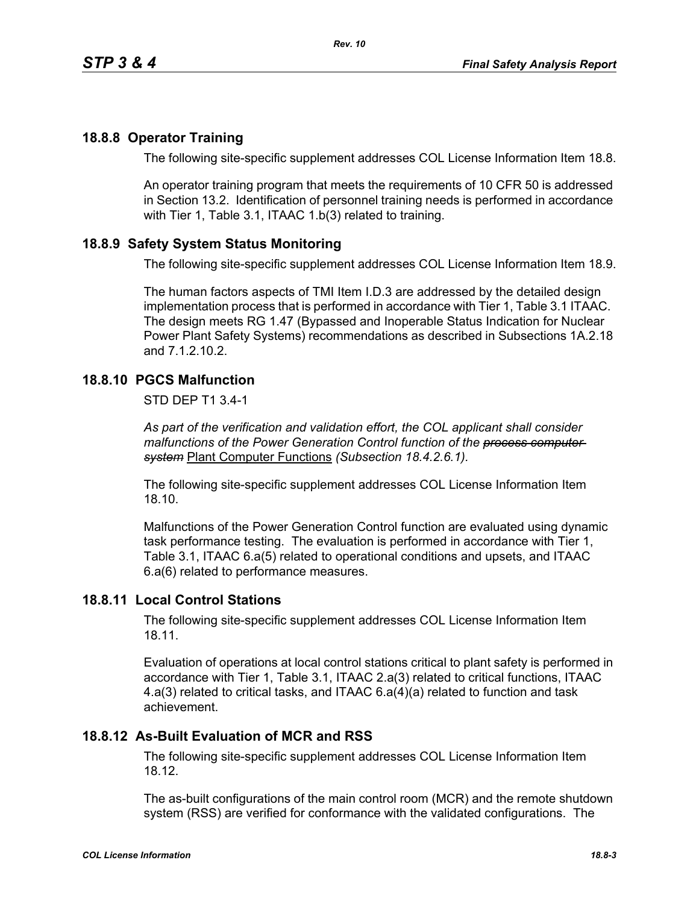## 18.8.8 Operator Training

The following site-specific supplement addresses COL License Information Item 18.8.

An operator training program that meets the requirements of 10 CFR 50 is addressed in Section 13.2. Identification of personnel training needs is performed in accordance with Tier 1, Table 3.1, ITAAC 1.b(3) related to training.

## 18.8.9 Safety System Status Monitoring

The following site-specific supplement addresses COL License Information Item 18.9.

The human factors aspects of TMI Item I.D.3 are addressed by the detailed design implementation process that is performed in accordance with Tier 1, Table 3.1 ITAAC. The design meets RG 1.47 (Bypassed and Inoperable Status Indication for Nuclear Power Plant Safety Systems) recommendations as described in Subsections 1A.2.18 and 7.1.2.10.2.

## 18.8.10 PGCS Malfunction

STD DEP T1 3.4-1

*As part of the verification and validation effort, the COL applicant shall consider malfunctions of the Power Generation Control function of the ~~process computer system~~* <u>Plant Computer Functions</u> *(Subsection 18.4.2.6.1).*

The following site-specific supplement addresses COL License Information Item 18.10.

Malfunctions of the Power Generation Control function are evaluated using dynamic task performance testing. The evaluation is performed in accordance with Tier 1, Table 3.1, ITAAC 6.a(5) related to operational conditions and upsets, and ITAAC 6.a(6) related to performance measures.

## 18.8.11 Local Control Stations

The following site-specific supplement addresses COL License Information Item 18.11.

Evaluation of operations at local control stations critical to plant safety is performed in accordance with Tier 1, Table 3.1, ITAAC 2.a(3) related to critical functions, ITAAC 4.a(3) related to critical tasks, and ITAAC 6.a(4)(a) related to function and task achievement.

## 18.8.12 As-Built Evaluation of MCR and RSS

The following site-specific supplement addresses COL License Information Item 18.12.

The as-built configurations of the main control room (MCR) and the remote shutdown system (RSS) are verified for conformance with the validated configurations. The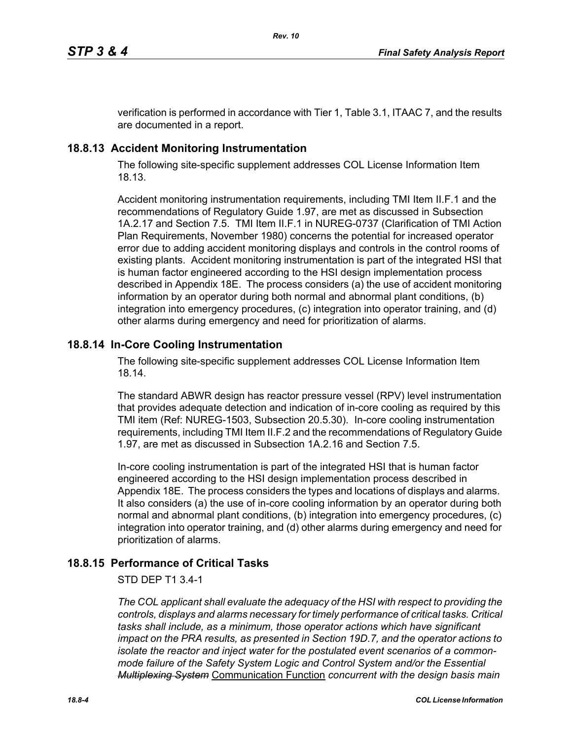verification is performed in accordance with Tier 1, Table 3.1, ITAAC 7, and the results are documented in a report.

## 18.8.13 Accident Monitoring Instrumentation

The following site-specific supplement addresses COL License Information Item 18.13.

Accident monitoring instrumentation requirements, including TMI Item II.F.1 and the recommendations of Regulatory Guide 1.97, are met as discussed in Subsection 1A.2.17 and Section 7.5. TMI Item II.F.1 in NUREG-0737 (Clarification of TMI Action Plan Requirements, November 1980) concerns the potential for increased operator error due to adding accident monitoring displays and controls in the control rooms of existing plants. Accident monitoring instrumentation is part of the integrated HSI that is human factor engineered according to the HSI design implementation process described in Appendix 18E. The process considers (a) the use of accident monitoring information by an operator during both normal and abnormal plant conditions, (b) integration into emergency procedures, (c) integration into operator training, and (d) other alarms during emergency and need for prioritization of alarms.

## 18.8.14 In-Core Cooling Instrumentation

The following site-specific supplement addresses COL License Information Item 18.14.

The standard ABWR design has reactor pressure vessel (RPV) level instrumentation that provides adequate detection and indication of in-core cooling as required by this TMI item (Ref: NUREG-1503, Subsection 20.5.30). In-core cooling instrumentation requirements, including TMI Item II.F.2 and the recommendations of Regulatory Guide 1.97, are met as discussed in Subsection 1A.2.16 and Section 7.5.

In-core cooling instrumentation is part of the integrated HSI that is human factor engineered according to the HSI design implementation process described in Appendix 18E. The process considers the types and locations of displays and alarms. It also considers (a) the use of in-core cooling information by an operator during both normal and abnormal plant conditions, (b) integration into emergency procedures, (c) integration into operator training, and (d) other alarms during emergency and need for prioritization of alarms.

## 18.8.15 Performance of Critical Tasks

STD DEP T1 3.4-1

*The COL applicant shall evaluate the adequacy of the HSI with respect to providing the controls, displays and alarms necessary for timely performance of critical tasks. Critical tasks shall include, as a minimum, those operator actions which have significant impact on the PRA results, as presented in Section 19D.7, and the operator actions to isolate the reactor and inject water for the postulated event scenarios of a common-mode failure of the Safety System Logic and Control System and/or the Essential ~~Multiplexing System~~* Communication Function *concurrent with the design basis main*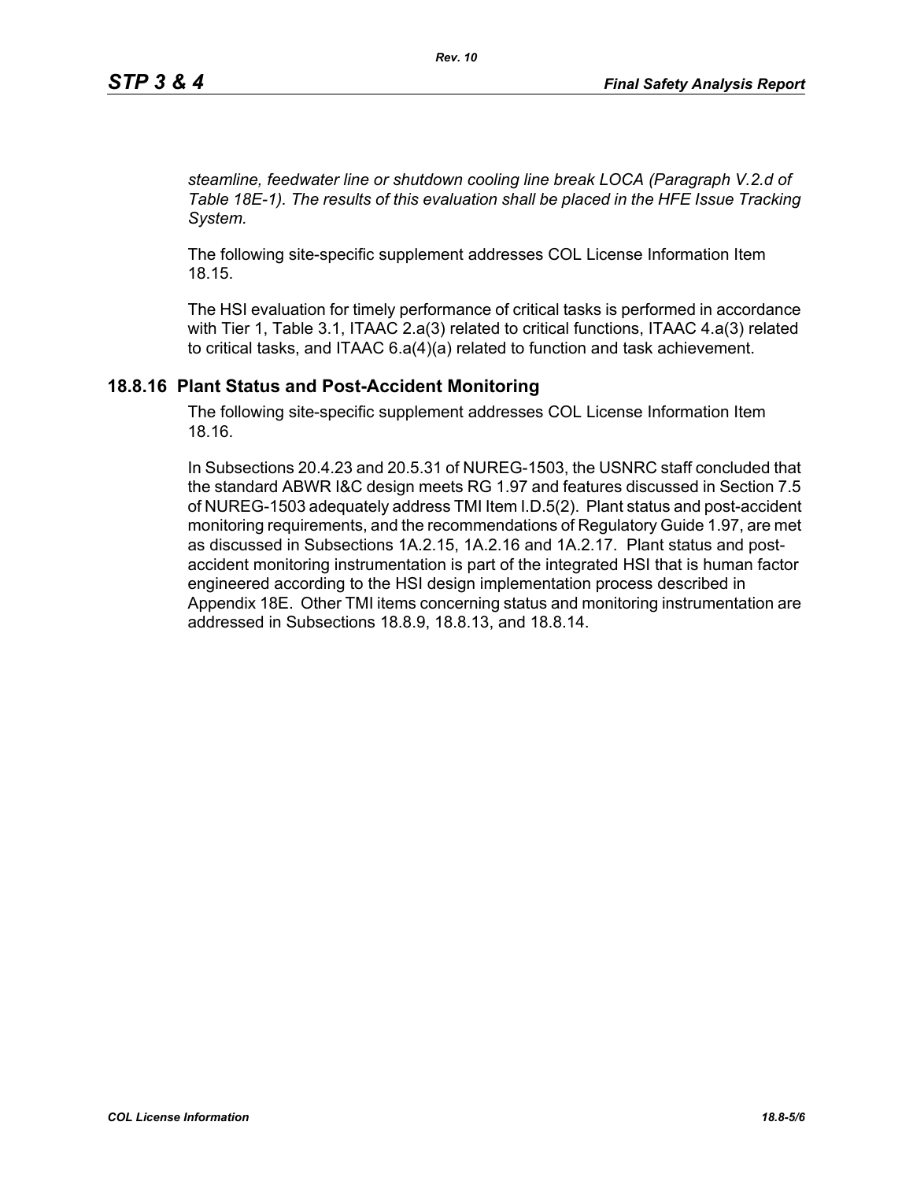*steamline, feedwater line or shutdown cooling line break LOCA (Paragraph V.2.d of Table 18E-1). The results of this evaluation shall be placed in the HFE Issue Tracking System.*

The following site-specific supplement addresses COL License Information Item 18.15.

The HSI evaluation for timely performance of critical tasks is performed in accordance with Tier 1, Table 3.1, ITAAC 2.a(3) related to critical functions, ITAAC 4.a(3) related to critical tasks, and ITAAC 6.a(4)(a) related to function and task achievement.

### 18.8.16 Plant Status and Post-Accident Monitoring

The following site-specific supplement addresses COL License Information Item 18.16.

In Subsections 20.4.23 and 20.5.31 of NUREG-1503, the USNRC staff concluded that the standard ABWR I&C design meets RG 1.97 and features discussed in Section 7.5 of NUREG-1503 adequately address TMI Item I.D.5(2). Plant status and post-accident monitoring requirements, and the recommendations of Regulatory Guide 1.97, are met as discussed in Subsections 1A.2.15, 1A.2.16 and 1A.2.17. Plant status and post-accident monitoring instrumentation is part of the integrated HSI that is human factor engineered according to the HSI design implementation process described in Appendix 18E. Other TMI items concerning status and monitoring instrumentation are addressed in Subsections 18.8.9, 18.8.13, and 18.8.14.